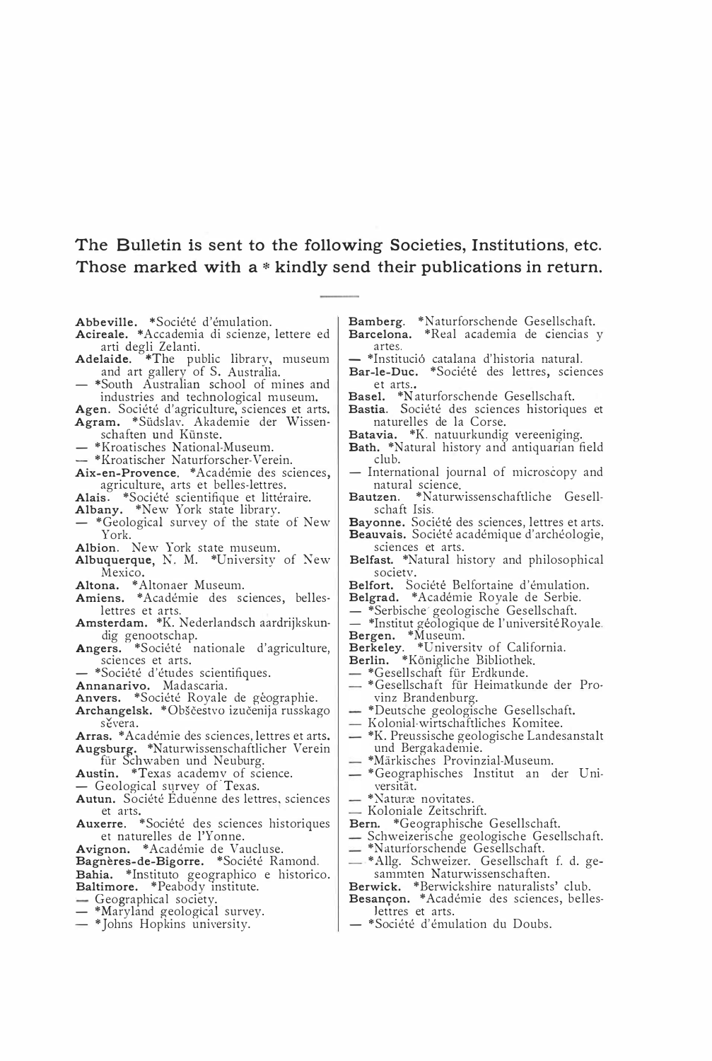## The Bulletin is sent to the following Societies, Institutions, etc. Those marked with a * kindly send their publications in return.

**Abbeville.** *Société d'émulation.
**Acireale.** *Accademia di scienze, lettere ed arti degli Zelanti.
**Adelaide.** *The public library, museum and art gallery of S. Australia.
— *South Australian school of mines and industries and technological museum.
**Agen.** Société d'agriculture, sciences et arts.
**Agram.** *Südslav. Akademie der Wissenschaften und Künste.
— *Kroatisches National-Museum.
— *Kroatischer Naturforscher-Verein.
**Aix-en-Provence.** *Académie des sciences, agriculture, arts et belles-lettres.
**Alais.** *Société scientifique et littéraire.
**Albany.** *New York state library.
— *Geological survey of the state of New York.
**Albion.** New York state museum.
**Albuquerque,** N. M. *University of New Mexico.
**Altona.** *Altonaer Museum.
**Amiens.** *Académie des sciences, belles-lettres et arts.
**Amsterdam.** *K. Nederlandsch aardrijkskundig genootschap.
**Angers.** *Société nationale d'agriculture, sciences et arts.
— *Société d'études scientifiques.
**Annanarivo.** Madascaria.
**Anvers.** *Société Royale de géographie.
**Archangelsk.** *Obščestvo izučenija russkago sěvera.
**Arras.** *Académie des sciences, lettres et arts.
**Augsburg.** *Naturwissenschaftlicher Verein für Schwaben und Neuburg.
**Austin.** *Texas academy of science.
— Geological survey of Texas.
**Autun.** Société Éduenne des lettres, sciences et arts.
**Auxerre.** *Société des sciences historiques et naturelles de l'Yonne.
**Avignon.** *Académie de Vaucluse.
**Bagnères-de-Bigorre.** *Société Ramond.
**Bahia.** *Instituto geographico e historico.
**Baltimore.** *Peabody institute.
— Geographical society.
— *Maryland geological survey.
— *Johns Hopkins university.
**Bamberg.** *Naturforschende Gesellschaft.
**Barcelona.** *Real academia de ciencias y artes.
— *Institució catalana d'historia natural.
**Bar-le-Duc.** *Société des lettres, sciences et arts.
**Basel.** *Naturforschende Gesellschaft.
**Bastia.** Société des sciences historiques et naturelles de la Corse.
**Batavia.** *K. natuurkundig vereeniging.
**Bath.** *Natural history and antiquarian field club.
— International journal of microscopy and natural science.
**Bautzen.** *Naturwissenschaftliche Gesellschaft Isis.
**Bayonne.** Société des sciences, lettres et arts.
**Beauvais.** Société académique d'archéologie, sciences et arts.
**Belfast.** *Natural history and philosophical society.
**Belfort.** Société Belfortaine d'émulation.
**Belgrad.** *Académie Royale de Serbie.
— *Serbische geologische Gesellschaft.
— *Institut géologique de l'université Royale.
**Bergen.** *Museum.
**Berkeley.** *University of California.
**Berlin.** *Königliche Bibliothek.
— *Gesellschaft für Erdkunde.
— *Gesellschaft für Heimatkunde der Provinz Brandenburg.
— *Deutsche geologische Gesellschaft.
— Kolonial-wirtschaftliches Komitee.
— *K. Preussische geologische Landesanstalt und Bergakademie.
— *Märkisches Provinzial-Museum.
— *Geographisches Institut an der Universität.
— *Naturæ novitates.
— Koloniale Zeitschrift.
**Bern.** *Geographische Gesellschaft.
— Schweizerische geologische Gesellschaft.
— *Naturforschende Gesellschaft.
— *Allg. Schweizer. Gesellschaft f. d. gesammten Naturwissenschaften.
**Berwick.** *Berwickshire naturalists' club.
**Besançon.** *Académie des sciences, belles-lettres et arts.
— *Société d'émulation du Doubs.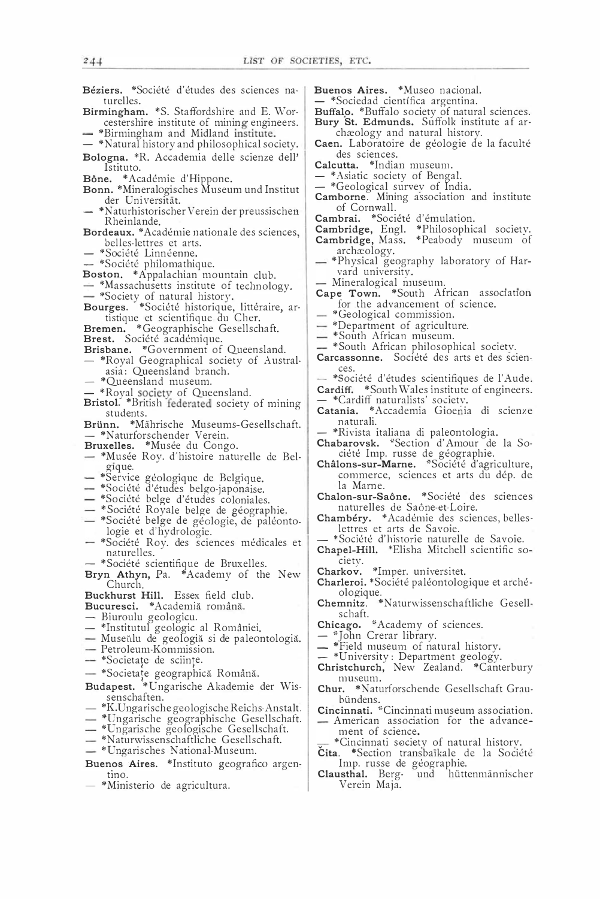**Béziers.** *Société d'études des sciences naturelles.

**Birmingham.** *S. Staffordshire and E. Worcestershire institute of mining engineers.

— *Birmingham and Midland institute.

— *Natural history and philosophical society.

**Bologna.** *R. Accademia delle scienze dell' Istituto.

**Bône.** *Académie d'Hippone.

**Bonn.** *Mineralogisches Museum und Institut der Universität.

— *Naturhistorischer Verein der preussischen Rheinlande.

**Bordeaux.** *Académie nationale des sciences, belles-lettres et arts.

— *Société Linnéenne.

— *Société philomathique.

**Boston.** *Appalachian mountain club.

— *Massachusetts institute of technology.

— *Society of natural history.

**Bourges.** *Société historique, littéraire, artistique et scientifique du Cher.

**Bremen.** *Geographische Gesellschaft.

**Brest.** Société académique.

**Brisbane.** *Government of Queensland.

— *Royal Geographical society of Australasia: Queensland branch.

— *Queensland museum.

— *Royal society of Queensland.

**Bristol.** *British federated society of mining students.

**Brünn.** *Mährische Museums-Gesellschaft.

— *Naturforschender Verein.

**Bruxelles.** *Musée du Congo.

— *Musée Roy. d'histoire naturelle de Belgique.

— *Service géologique de Belgique.

— *Société d'études belgo-japonaise.

— *Société belge d'études coloniales.

— *Société Royale belge de géographie.

— *Société belge de géologie, de paléontologie et d'hydrologie.

— *Société Roy. des sciences médicales et naturelles.

— *Société scientifique de Bruxelles.

**Bryn Athyn,** Pa. *Academy of the New Church.

**Buckhurst Hill.** Essex field club.

**Bucuresci.** *Academiă română.

— Biuroulu geologicu.

— *Institutul geologic al României.

— Museŭlu de geologiă si de paleontologiă.

— Petroleum-Kommission.

— *Societaţe de sciinţe.

— *Societaţe geographică Română.

**Budapest.** *Ungarische Akademie der Wissenschaften.

— *K. Ungarische geologische Reichs-Anstalt.

— *Ungarische geographische Gesellschaft.

— *Ungarische geologische Gesellschaft.

— *Naturwissenschaftliche Gesellschaft.

— *Ungarisches National-Museum.

**Buenos Aires.** *Instituto geografico argentino.

— *Ministerio de agricultura.

**Buenos Aires.** *Museo nacional.

— *Sociedad cientifica argentina.

**Buffalo.** *Buffalo society of natural sciences.

**Bury St. Edmunds.** Suffolk institute af archæology and natural history.

**Caen.** Laboratoire de géologie de la faculté des sciences.

**Calcutta.** *Indian museum.

— *Asiatic society of Bengal.

— *Geological survey of India.

**Camborne.** Mining association and institute of Cornwall.

**Cambrai.** *Société d'émulation.

**Cambridge,** Engl. *Philosophical society.

**Cambridge,** Mass. *Peabody museum of archæology.

— *Physical geography laboratory of Harvard university.

— Mineralogical museum.

**Cape Town.** *South African association for the advancement of science.

— *Geological commission.

— *Department of agriculture.

— *South African museum.

— *South African philosophical society.

**Carcassonne.** Société des arts et des sciences.

— *Société d'études scientifiques de l'Aude.

**Cardiff.** *South Wales institute of engineers.

— *Cardiff naturalists' society.

**Catania.** *Accademia Gioenia di scienze naturali.

— *Rivista italiana di paleontologia.

**Chabarovsk.** *Section d'Amour de la Société Imp. russe de géographie.

**Châlons-sur-Marne.** *Société d'agriculture, commerce, sciences et arts du dép. de la Marne.

**Chalon-sur-Saône.** *Société des sciences naturelles de Saône-et-Loire.

**Chambéry.** *Académie des sciences, belles-lettres et arts de Savoie.

— *Société d'historie naturelle de Savoie.

**Chapel-Hill.** *Elisha Mitchell scientific society.

**Charkov.** *Imper. universitet.

**Charleroi.** *Société paléontologique et archéologique.

**Chemnitz.** *Naturwissenschaftliche Gesellschaft.

**Chicago.** *Academy of sciences.

— *John Crerar library.

— *Field museum of natural history.

— *University: Department geology.

**Christchurch,** New Zealand. *Canterbury museum.

**Chur.** *Naturforschende Gesellschaft Graubündens.

**Cincinnati.** *Cincinnati museum association.

— American association for the advancement of science.

— *Cincinnati society of natural history.

**Čita.** *Section transbaïkale de la Société Imp. russe de géographie.

**Clausthal.** Berg- und hüttenmännischer Verein Maja.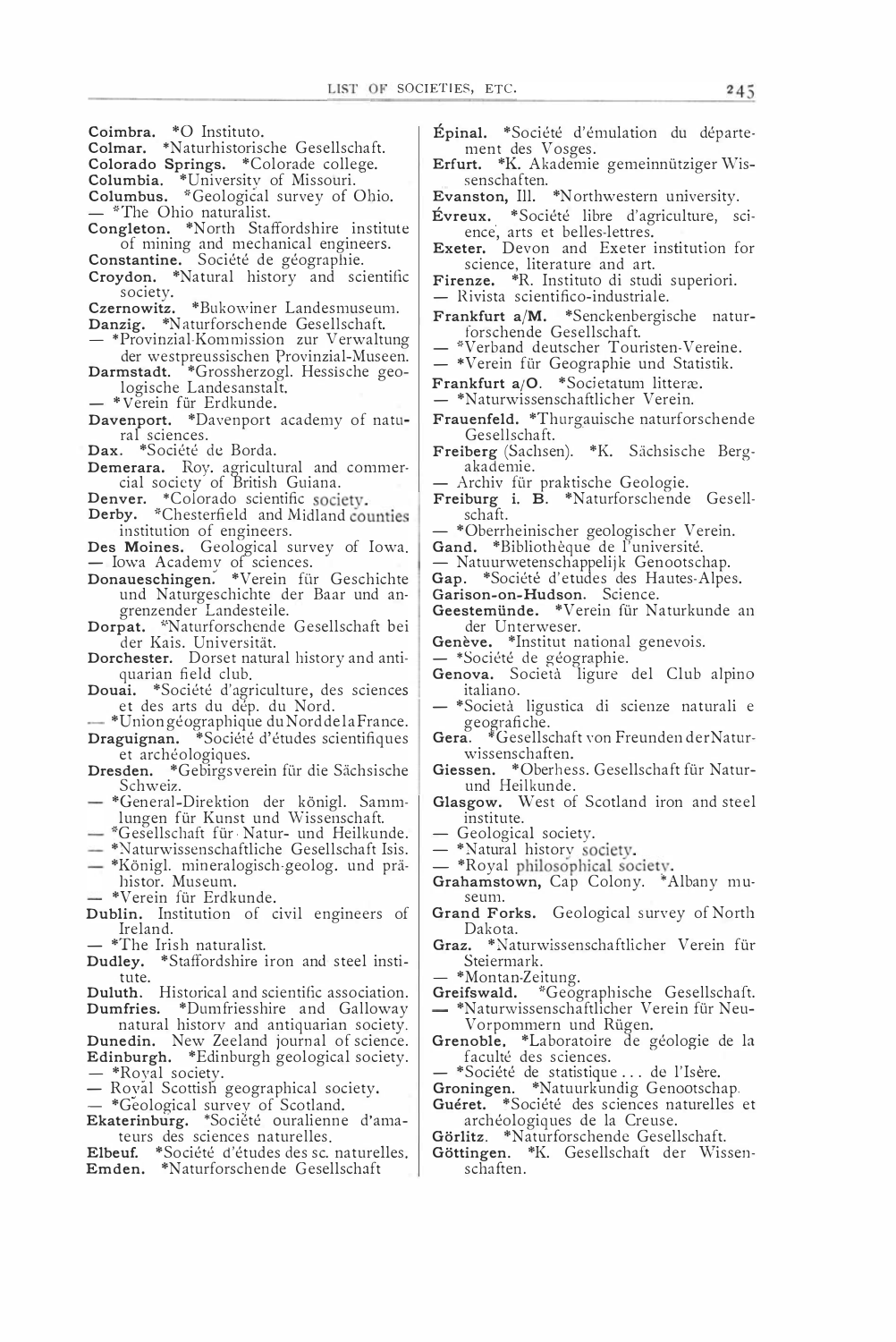**Coimbra.** *O Instituto.
**Colmar.** *Naturhistorische Gesellschaft.
**Colorado Springs.** *Colorade college.
**Columbia.** *University of Missouri.
**Columbus.** *Geological survey of Ohio.
— *The Ohio naturalist.
**Congleton.** *North Staffordshire institute of mining and mechanical engineers.
**Constantine.** Société de géographie.
**Croydon.** *Natural history and scientific society.
**Czernowitz.** *Bukowiner Landesmuseum.
**Danzig.** *Naturforschende Gesellschaft.
— *Provinzial-Kommission zur Verwaltung der westpreussischen Provinzial-Museen.
**Darmstadt.** *Grossherzogl. Hessische geologische Landesanstalt.
— *Verein für Erdkunde.
**Davenport.** *Davenport academy of natural sciences.
**Dax.** *Société de Borda.
**Demerara.** Roy. agricultural and commercial society of British Guiana.
**Denver.** *Colorado scientific society.
**Derby.** *Chesterfield and Midland counties institution of engineers.
**Des Moines.** Geological survey of Iowa.
— Iowa Academy of sciences.
**Donaueschingen.** *Verein für Geschichte und Naturgeschichte der Baar und angrenzender Landesteile.
**Dorpat.** *Naturforschende Gesellschaft bei der Kais. Universität.
**Dorchester.** Dorset natural history and antiquarian field club.
**Douai.** *Société d'agriculture, des sciences et des arts du dép. du Nord.
— *Union géographique du Nord de la France.
**Draguignan.** *Société d'études scientifiques et archéologiques.
**Dresden.** *Gebirgsverein für die Sächsische Schweiz.
— *General-Direktion der königl. Sammlungen für Kunst und Wissenschaft.
— *Gesellschaft für Natur- und Heilkunde.
— *Naturwissenschaftliche Gesellschaft Isis.
— *Königl. mineralogisch-geolog. und prähistor. Museum.
— *Verein für Erdkunde.
**Dublin.** Institution of civil engineers of Ireland.
— *The Irish naturalist.
**Dudley.** *Staffordshire iron and steel institute.
**Duluth.** Historical and scientific association.
**Dumfries.** *Dumfriesshire and Galloway natural history and antiquarian society.
**Dunedin.** New Zeeland journal of science.
**Edinburgh.** *Edinburgh geological society.
— *Royal society.
— Royal Scottish geographical society.
— *Geological survey of Scotland.
**Ekaterinburg.** *Société ouralienne d'amateurs des sciences naturelles.
**Elbeuf.** *Société d'études des sc. naturelles.
**Emden.** *Naturforschende Gesellschaft
**Épinal.** *Société d'émulation du département des Vosges.
**Erfurt.** *K. Akademie gemeinnütziger Wissenschaften.
**Evanston,** Ill. *Northwestern university.
**Évreux.** *Société libre d'agriculture, science, arts et belles-lettres.
**Exeter.** Devon and Exeter institution for science, literature and art.
**Firenze.** *R. Instituto di studi superiori.
— Rivista scientifico-industriale.
**Frankfurt a/M.** *Senckenbergische naturforschende Gesellschaft.
— *Verband deutscher Touristen-Vereine.
— *Verein für Geographie und Statistik.
**Frankfurt a/O.** *Societatum litteræ.
— *Naturwissenschaftlicher Verein.
**Frauenfeld.** *Thurgauische naturforschende Gesellschaft.
**Freiberg** (Sachsen). *K. Sächsische Bergakademie.
— Archiv für praktische Geologie.
**Freiburg i. B.** *Naturforschende Gesellschaft.
— *Oberrheinischer geologischer Verein.
**Gand.** *Bibliothèque de l'université.
— Natuurwetenschappelijk Genootschap.
**Gap.** *Société d'etudes des Hautes-Alpes.
**Garison-on-Hudson.** Science.
**Geestemünde.** *Verein für Naturkunde an der Unterweser.
**Genève.** *Institut national genevois.
— *Société de géographie.
**Genova.** Società ligure del Club alpino italiano.
— *Società ligustica di scienze naturali e geografiche.
**Gera.** *Gesellschaft von Freunden der Naturwissenschaften.
**Giessen.** *Oberhess. Gesellschaft für Natur- und Heilkunde.
**Glasgow.** West of Scotland iron and steel institute.
— Geological society.
— *Natural history society.
— *Royal philosophical society.
**Grahamstown,** Cap Colony. *Albany museum.
**Grand Forks.** Geological survey of North Dakota.
**Graz.** *Naturwissenschaftlicher Verein für Steiermark.
— *Montan-Zeitung.
**Greifswald.** *Geographische Gesellschaft.
— *Naturwissenschaftlicher Verein für Neu-Vorpommern und Rügen.
**Grenoble.** *Laboratoire de géologie de la faculté des sciences.
— *Société de statistique ... de l'Isère.
**Groningen.** *Natuurkundig Genootschap.
**Guéret.** *Société des sciences naturelles et archéologiques de la Creuse.
**Görlitz.** *Naturforschende Gesellschaft.
**Göttingen.** *K. Gesellschaft der Wissenschaften.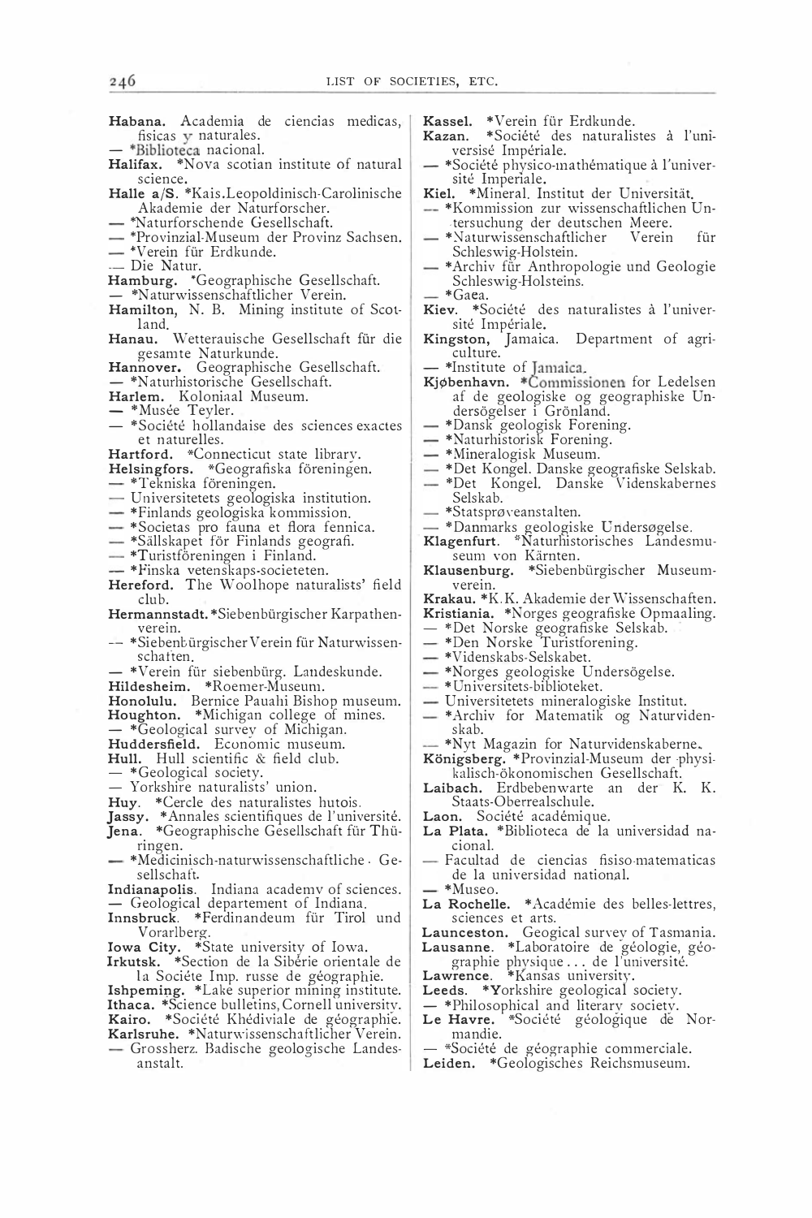**Habana.** Academia de ciencias medicas, fisicas y naturales.
— *Biblioteca nacional.
**Halifax.** *Nova scotian institute of natural science.
**Halle a/S.** *Kais.Leopoldinisch-Carolinische Akademie der Naturforscher.
— *Naturforschende Gesellschaft.
— *Provinzial-Museum der Provinz Sachsen.
— *Verein für Erdkunde.
— Die Natur.
**Hamburg.** *Geographische Gesellschaft.
— *Naturwissenschaftlicher Verein.
**Hamilton,** N. B. Mining institute of Scotland.
**Hanau.** Wetterauische Gesellschaft für die gesamte Naturkunde.
**Hannover.** Geographische Gesellschaft.
— *Naturhistorische Gesellschaft.
**Harlem.** Koloniaal Museum.
— *Musée Teyler.
— *Société hollandaise des sciences exactes et naturelles.
**Hartford.** *Connecticut state library.
**Helsingfors.** *Geografiska föreningen.
— *Tekniska föreningen.
— Universitetets geologiska institution.
— *Finlands geologiska kommission.
— *Societas pro fauna et flora fennica.
— *Sällskapet för Finlands geografi.
— *Turistföreningen i Finland.
— *Finska vetenskaps-societeten.
**Hereford.** The Woolhope naturalists' field club.
**Hermannstadt.** *Siebenbürgischer Karpathenverein.
— *Siebenbürgischer Verein für Naturwissenschaften.
— *Verein für siebenbürg. Landeskunde.
**Hildesheim.** *Roemer-Museum.
**Honolulu.** Bernice Pauahi Bishop museum.
**Houghton.** *Michigan college of mines.
— *Geological survey of Michigan.
**Huddersfield.** Economic museum.
**Hull.** Hull scientific & field club.
— *Geological society.
— Yorkshire naturalists' union.
**Huy.** *Cercle des naturalistes hutois.
**Jassy.** *Annales scientifiques de l'université.
**Jena.** *Geographische Gesellschaft für Thüringen.
— *Medicinisch-naturwissenschaftliche Gesellschaft.
**Indianapolis.** Indiana academy of sciences.
— Geological departement of Indiana.
**Innsbruck.** *Ferdinandeum für Tirol und Vorarlberg.
**Iowa City.** *State university of Iowa.
**Irkutsk.** *Section de la Sibérie orientale de la Sociéte Imp. russe de géographie.
**Ishpeming.** *Lake superior mining institute.
**Ithaca.** *Science bulletins, Cornell university.
**Kairo.** *Société Khédiviale de géographie.
**Karlsruhe.** *Naturwissenschaftlicher Verein.
— Grossherz. Badische geologische Landesanstalt.
**Kassel.** *Verein für Erdkunde.
**Kazan.** *Société des naturalistes à l'universisé Impériale.
— *Société physico-mathématique à l'université Imperiale.
**Kiel.** *Mineral. Institut der Universität.
— *Kommission zur wissenschaftlichen Untersuchung der deutschen Meere.
— *Naturwissenschaftlicher Verein für Schleswig-Holstein.
— *Archiv für Anthropologie und Geologie Schleswig-Holsteins.
— *Gaea.
**Kiev.** *Société des naturalistes à l'université Impériale.
**Kingston,** Jamaica. Department of agriculture.
— *Institute of Jamaica.
**Kjøbenhavn.** *Commissionen for Ledelsen af de geologiske og geographiske Undersögelser i Grönland.
— *Dansk geologisk Forening.
— *Naturhistorisk Forening.
— *Mineralogisk Museum.
— *Det Kongel. Danske geografiske Selskab.
— *Det Kongel. Danske Videnskabernes Selskab.
— *Statsprøveanstalten.
— *Danmarks geologiske Undersøgelse.
**Klagenfurt.** *Naturhistorisches Landesmuseum von Kärnten.
**Klausenburg.** *Siebenbürgischer Museumverein.
**Krakau.** *K. K. Akademie der Wissenschaften.
**Kristiania.** *Norges geografiske Opmaaling.
— *Det Norske geografiske Selskab.
— *Den Norske Turistforening.
— *Videnskabs-Selskabet.
— *Norges geologiske Undersögelse.
— *Universitets-biblioteket.
— Universitetets mineralogiske Institut.
— *Archiv for Matematik og Naturvidenskab.
— *Nyt Magazin for Naturvidenskaberne.
**Königsberg.** *Provinzial-Museum der physikalisch-ökonomischen Gesellschaft.
**Laibach.** Erdbebenwarte an der K. K. Staats-Oberrealschule.
**Laon.** Société académique.
**La Plata.** *Biblioteca de la universidad nacional.
— Facultad de ciencias fisiso-matematicas de la universidad national.
— *Museo.
**La Rochelle.** *Académie des belles-lettres, sciences et arts.
**Launceston.** Geogical survey of Tasmania.
**Lausanne.** *Laboratoire de géologie, géographie physique ... de l'université.
**Lawrence.** *Kansas university.
**Leeds.** *Yorkshire geological society.
— *Philosophical and literary society.
**Le Havre.** *Société géologique de Normandie.
— *Société de géographie commerciale.
**Leiden.** *Geologisches Reichsmuseum.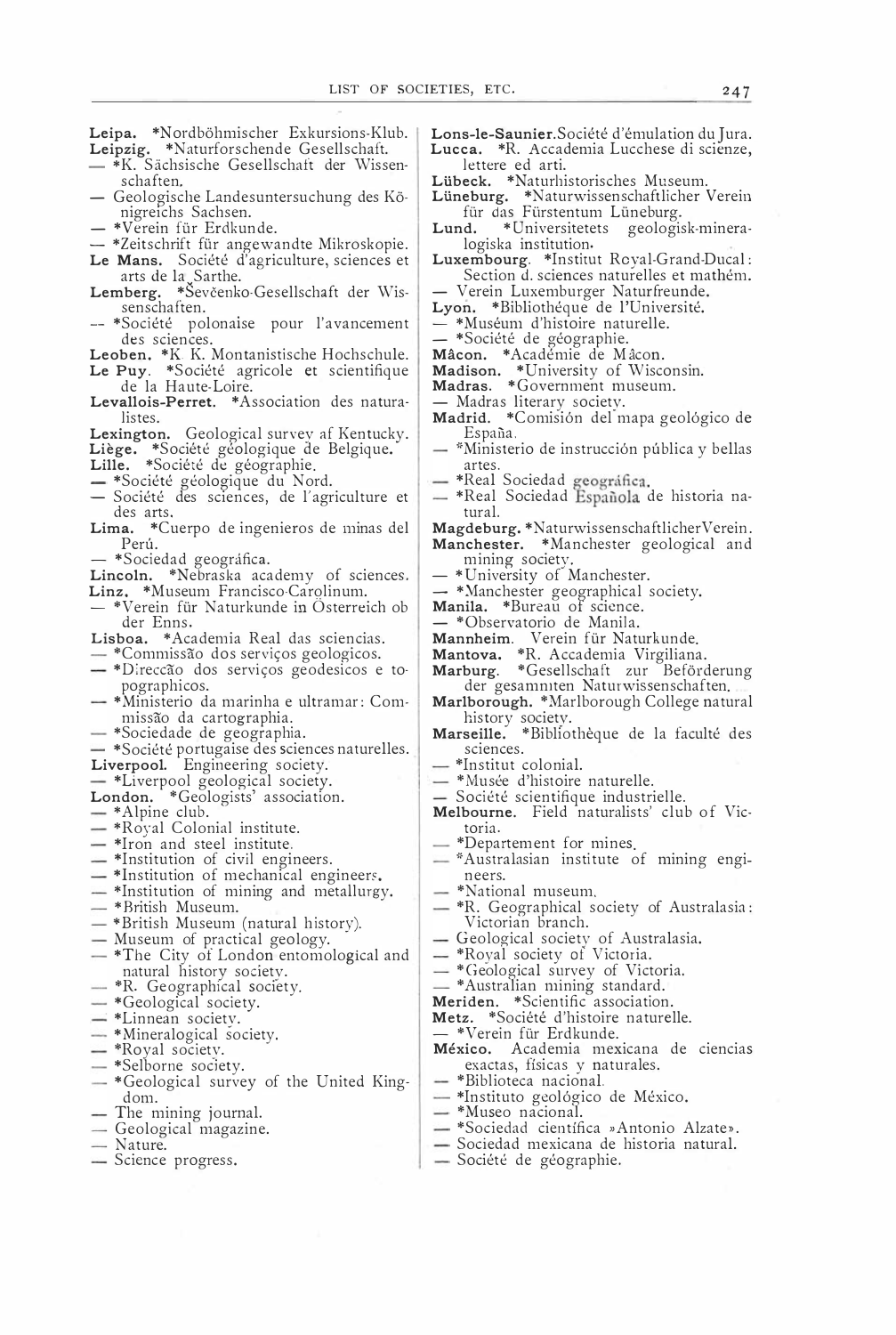**Leipa.** *Nordböhmischer Exkursions-Klub.
**Leipzig.** *Naturforschende Gesellschaft.
— *K. Sächsische Gesellschaft der Wissenschaften.
— Geologische Landesuntersuchung des Königreichs Sachsen.
— *Verein für Erdkunde.
— *Zeitschrift für angewandte Mikroskopie.
**Le Mans.** Société d'agriculture, sciences et arts de la Sarthe.
**Lemberg.** *Ševčenko-Gesellschaft der Wissenschaften.
— *Société polonaise pour l'avancement des sciences.
**Leoben.** *K. K. Montanistische Hochschule.
**Le Puy.** *Société agricole et scientifique de la Haute-Loire.
**Levallois-Perret.** *Association des naturalistes.
**Lexington.** Geological survey af Kentucky.
**Liège.** *Société géologique de Belgique.
**Lille.** *Société de géographie.
— *Société géologique du Nord.
— Société des sciences, de l'agriculture et des arts.
**Lima.** *Cuerpo de ingenieros de minas del Perú.
— *Sociedad geográfica.
**Lincoln.** *Nebraska academy of sciences.
**Linz.** *Museum Francisco-Carolinum.
— *Verein für Naturkunde in Österreich ob der Enns.
**Lisboa.** *Academia Real das sciencias.
— *Commissão dos serviços geologicos.
— *Direcção dos serviços geodesicos e topographicos.
— *Ministerio da marinha e ultramar: Commissão da cartographia.
— *Sociedade de geographia.
— *Société portugaise des sciences naturelles.
**Liverpool.** Engineering society.
— *Liverpool geological society.
**London.** *Geologists' association.
— *Alpine club.
— *Royal Colonial institute.
— *Iron and steel institute.
— *Institution of civil engineers.
— *Institution of mechanical engineers.
— *Institution of mining and metallurgy.
— *British Museum.
— *British Museum (natural history).
— Museum of practical geology.
— *The City of London entomological and natural history society.
— *R. Geographical society.
— *Geological society.
— *Linnean society.
— *Mineralogical society.
— *Royal society.
— *Selborne society.
— *Geological survey of the United Kingdom.
— The mining journal.
— Geological magazine.
— Nature.
— Science progress.
**Lons-le-Saunier.** Société d'émulation du Jura.
**Lucca.** *R. Accademia Lucchese di scienze, lettere ed arti.
**Lübeck.** *Naturhistorisches Museum.
**Lüneburg.** *Naturwissenschaftlicher Verein für das Fürstentum Lüneburg.
**Lund.** *Universitetets geologisk-mineralogiska institution.
**Luxembourg.** *Institut Royal-Grand-Ducal: Section d. sciences naturelles et mathém.
— Verein Luxemburger Naturfreunde.
**Lyon.** *Bibliothéque de l'Université.
— *Muséum d'histoire naturelle.
— *Société de géographie.
**Mâcon.** *Académie de Mâcon.
**Madison.** *University of Wisconsin.
**Madras.** *Government museum.
— Madras literary society.
**Madrid.** *Comisión del mapa geológico de España.
— *Ministerio de instrucción pública y bellas artes.
— *Real Sociedad geográfica.
— *Real Sociedad Española de historia natural.
**Magdeburg.** *Naturwissenschaftlicher Verein.
**Manchester.** *Manchester geological and mining society.
— *University of Manchester.
— *Manchester geographical society.
**Manila.** *Bureau of science.
— *Observatorio de Manila.
**Mannheim.** Verein für Naturkunde.
**Mantova.** *R. Accademia Virgiliana.
**Marburg.** *Gesellschaft zur Beförderung der gesamnten Naturwissenschaften.
**Marlborough.** *Marlborough College natural history society.
**Marseille.** *Bibliothèque de la faculté des sciences.
— *Institut colonial.
— *Musée d'histoire naturelle.
— Société scientifique industrielle.
**Melbourne.** Field naturalists' club of Victoria.
— *Departement for mines.
— *Australasian institute of mining engineers.
— *National museum.
— *R. Geographical society of Australasia: Victorian branch.
— Geological society of Australasia.
— *Royal society of Victoria.
— *Geological survey of Victoria.
— *Australian mining standard.
**Meriden.** *Scientific association.
**Metz.** *Société d'histoire naturelle.
— *Verein für Erdkunde.
**México.** Academia mexicana de ciencias exactas, físicas y naturales.
— *Biblioteca nacional.
— *Instituto geológico de México.
— *Museo nacional.
— *Sociedad científica »Antonio Alzate».
— Sociedad mexicana de historia natural.
— Société de géographie.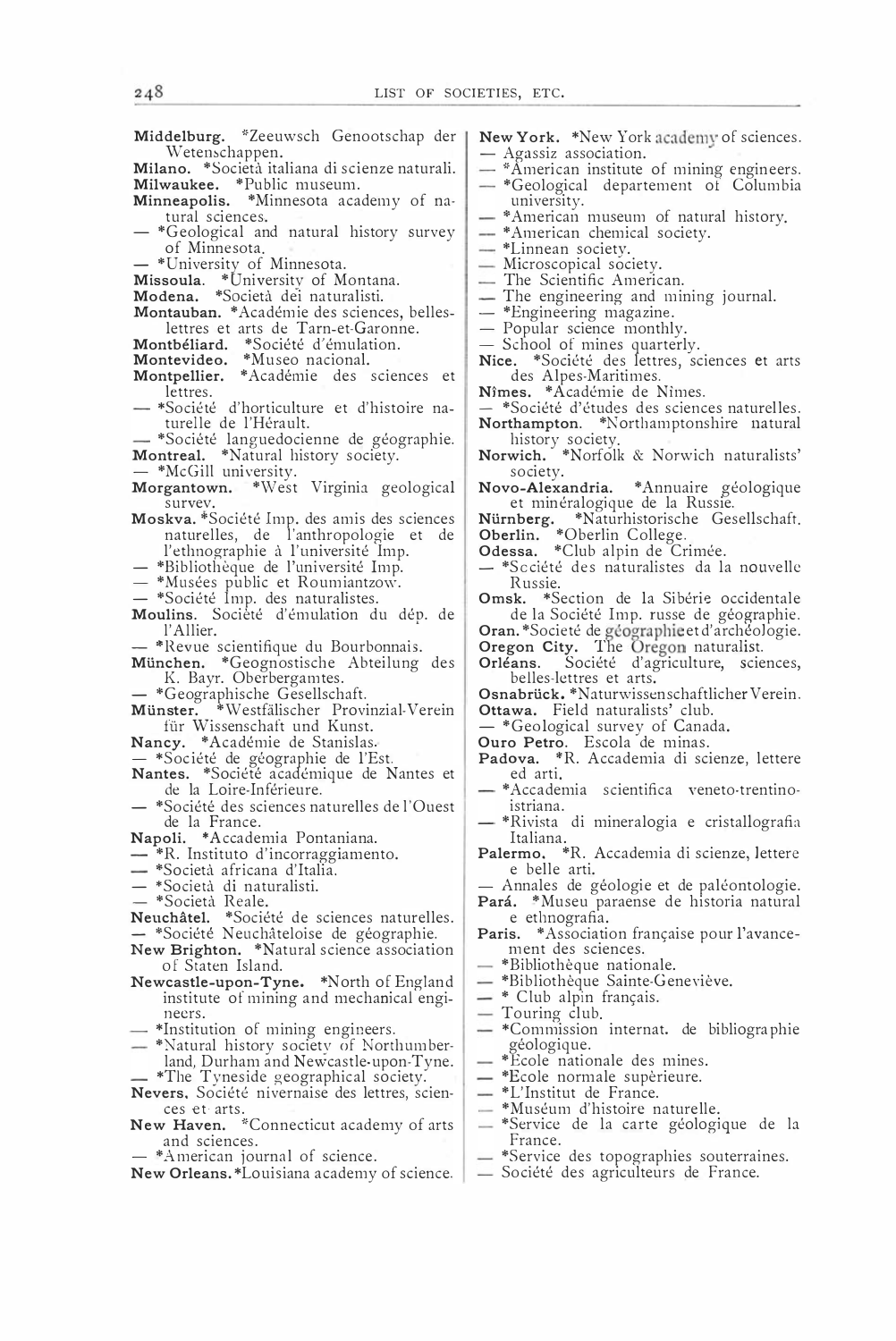**Middelburg.** *Zeeuwsch Genootschap der Wetenschappen.
**Milano.** *Società italiana di scienze naturali.
**Milwaukee.** *Public museum.
**Minneapolis.** *Minnesota academy of natural sciences.
— *Geological and natural history survey of Minnesota.
— *University of Minnesota.
**Missoula.** *University of Montana.
**Modena.** *Società dei naturalisti.
**Montauban.** *Académie des sciences, belles-lettres et arts de Tarn-et-Garonne.
**Montbéliard.** *Société d'émulation.
**Montevideo.** *Museo nacional.
**Montpellier.** *Académie des sciences et lettres.
— *Société d'horticulture et d'histoire naturelle de l'Hérault.
— *Société languedocienne de géographie.
**Montreal.** *Natural history society.
— *McGill university.
**Morgantown.** *West Virginia geological survey.
**Moskva.** *Société Imp. des amis des sciences naturelles, de l'anthropologie et de l'ethnographie à l'université Imp.
— *Bibliothèque de l'université Imp.
— *Musées public et Roumiantzow.
— *Société Imp. des naturalistes.
**Moulins.** Société d'émulation du dép. de l'Allier.
— *Revue scientifique du Bourbonnais.
**München.** *Geognostische Abteilung des K. Bayr. Oberbergamtes.
— *Geographische Gesellschaft.
**Münster.** *Westfälischer Provinzial-Verein für Wissenschaft und Kunst.
**Nancy.** *Académie de Stanislas.
— *Société de géographie de l'Est.
**Nantes.** *Société académique de Nantes et de la Loire-Inférieure.
— *Société des sciences naturelles de l'Ouest de la France.
**Napoli.** *Accademia Pontaniana.
— *R. Instituto d'incorraggiamento.
— *Società africana d'Italia.
— *Società di naturalisti.
— *Società Reale.
**Neuchâtel.** *Société de sciences naturelles.
— *Société Neuchâteloise de géographie.
**New Brighton.** *Natural science association of Staten Island.
**Newcastle-upon-Tyne.** *North of England institute of mining and mechanical engineers.
— *Institution of mining engineers.
— *Natural history society of Northumberland, Durham and Newcastle-upon-Tyne.
— *The Tyneside geographical society.
**Nevers.** Société nivernaise des lettres, sciences et arts.
**New Haven.** *Connecticut academy of arts and sciences.
— *American journal of science.
**New Orleans.** *Louisiana academy of science.
**New York.** *New York academy of sciences.
— Agassiz association.
— *American institute of mining engineers.
— *Geological departement of Columbia university.
— *American museum of natural history.
— *American chemical society.
— *Linnean society.
— Microscopical society.
— The Scientific American.
— The engineering and mining journal.
— *Engineering magazine.
— Popular science monthly.
— School of mines quarterly.
**Nice.** *Société des lettres, sciences et arts des Alpes-Maritimes.
**Nîmes.** *Académie de Nîmes.
— *Société d'études des sciences naturelles.
**Northampton.** *Northamptonshire natural history society.
**Norwich.** *Norfolk & Norwich naturalists' society.
**Novo-Alexandria.** *Annuaire géologique et minéralogique de la Russie.
**Nürnberg.** *Naturhistorische Gesellschaft.
**Oberlin.** *Oberlin College.
**Odessa.** *Club alpin de Crimée.
— *Société des naturalistes da la nouvelle Russie.
**Omsk.** *Section de la Sibérie occidentale de la Société Imp. russe de géographie.
**Oran.** *Societé de géographie et d'archéologie.
**Oregon City.** The Oregon naturalist.
**Orléans.** Société d'agriculture, sciences, belles-lettres et arts.
**Osnabrück.** *Naturwissenschaftlicher Verein.
**Ottawa.** Field naturalists' club.
— *Geological survey of Canada.
**Ouro Petro.** Escola de minas.
**Padova.** *R. Accademia di scienze, lettere ed arti.
— *Accademia scientifica veneto-trentino-istriana.
— *Rivista di mineralogia e cristallografia Italiana.
**Palermo.** *R. Accademia di scienze, lettere e belle arti.
— Annales de géologie et de paléontologie.
**Pará.** *Museu paraense de historia natural e ethnografia.
**Paris.** *Association française pour l'avancement des sciences.
— *Bibliothèque nationale.
— *Bibliothèque Sainte-Geneviève.
— * Club alpin français.
— Touring club.
— *Commission internat. de bibliographie géologique.
— *École nationale des mines.
— *Ecole normale supèrieure.
— *L'Institut de France.
— *Muséum d'histoire naturelle.
— *Service de la carte géologique de la France.
— *Service des topographies souterraines.
— Société des agriculteurs de France.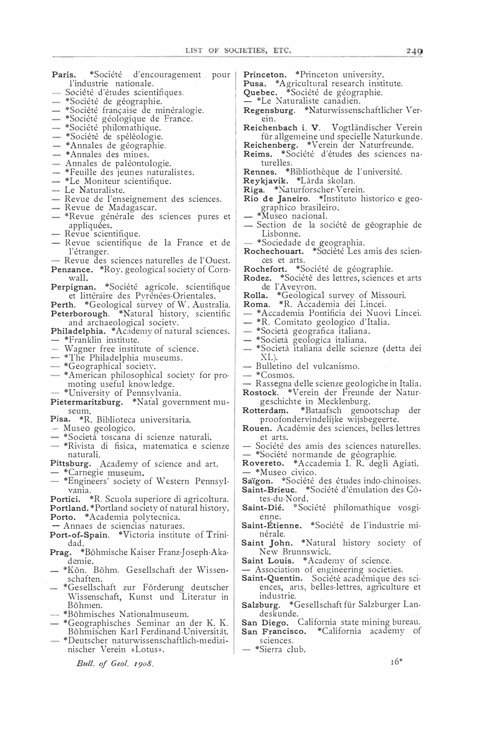**Paris.** *Société d'encouragement pour l'industrie nationale.
— Société d'études scientifiques.
— *Société de géographie.
— *Société française de minéralogie.
— *Société géologique de France.
— *Société philomathique.
— *Société de spéléologie.
— *Annales de géographie.
— *Annales des mines.
— Annales de paléontologie.
— *Feuille des jeunes naturalistes.
— *Le Moniteur scientifique.
— Le Naturaliste.
— Revue de l'enseignement des sciences.
— Revue de Madagascar.
— *Revue générale des sciences pures et appliquées.
— Revue scientifique.
— Revue scientifique de la France et de l'étranger.
— Revue des sciences naturelles de l'Ouest.
**Penzance.** *Roy. geological society of Cornwall.
**Perpignan.** *Société agricole, scientifique et littéraire des Pyrénées-Orientales.
**Perth.** *Geological survey of W. Australia.
**Peterborough.** *Natural history, scientific and archaeological society.
**Philadelphia.** *Academy of natural sciences.
— *Franklin institute.
— Wagner free institute of science.
— *The Philadelphia museums.
— *Geographical society.
— *American philosophical society for promoting useful knowledge.
— *University of Pennsylvania.
**Pietermaritzburg.** *Natal government museum.
**Pisa.** *R. Biblioteca universitaria.
— Museo geologico.
— *Società toscana di scienze naturali.
— *Rivista di fisica, matematica e scienze naturali.
**Pittsburg.** Academy of science and art.
— *Carnegie museum.
— *Engineers' society of Western Pennsylvania.
**Portici.** *R. Scuola superiore di agricoltura.
**Portland.** *Portland society of natural history.
**Porto.** *Academia polytecnica.
— Annaes de sciencias naturaes.
**Port-of-Spain.** *Victoria institute of Trinidad.
**Prag.** *Böhmische Kaiser Franz-Joseph-Akademie.
— *Kön. Böhm. Gesellschaft der Wissenschaften.
— *Gesellschaft zur Förderung deutscher Wissenschaft, Kunst und Literatur in Böhmen.
— *Böhmisches Nationalmuseum.
— *Geographisches Seminar an der K. K. Böhmischen Karl Ferdinand-Universität.
— *Deutscher naturwissenschaftlich-medizinischer Verein »Lotus».
**Princeton.** *Princeton university.
**Pusa.** *Agricultural research institute.
**Quebec.** *Société de géographie.
— *Le Naturaliste canadien.
**Regensburg.** *Naturwissenschaftlicher Verein.
**Reichenbach i. V.** Vogtländischer Verein für allgemeine und specielle Naturkunde.
**Reichenberg.** *Verein der Naturfreunde.
**Reims.** *Société d'études des sciences naturelles.
**Rennes.** *Bibliothèque de l'université.
**Reykjavik.** *Lärda skolan.
**Riga.** *Naturforscher-Verein.
**Rio de Janeiro.** *Instituto historico e geographico brasileiro.
— *Museo nacional.
— Section de la société de géographie de Lisbonne.
— *Sociedade de geographia.
**Rochechouart.** *Société Les amis des sciences et arts.
**Rochefort.** *Société de géographie.
**Rodez.** *Société des lettres, sciences et arts de l'Aveyron.
**Rolla.** *Geological survey of Missouri.
**Roma.** *R. Accademia dei Lincei.
— *Accademia Pontificia dei Nuovi Lincei.
— *R. Comitato geologico d'Italia.
— *Società geografica italiana.
— *Società geologica italiana.
— *Società italiana delle scienze (detta dei XL).
— Bulletino del vulcanismo.
— *Cosmos.
— Rassegna delle scienze geologiche in Italia.
**Rostock.** *Verein der Freunde der Naturgeschichte in Mecklenburg.
**Rotterdam.** *Bataafsch genootschap der proefondervindelijke wijsbegeerte.
**Rouen.** Académie des sciences, belles-lettres et arts.
— Société des amis des sciences naturelles.
— *Société normande de géographie.
**Rovereto.** *Accademia I. R. degli Agiati.
— *Museo civico.
**Saïgon.** *Société des études indo-chinoises.
**Saint-Brieuc.** *Société d'émulation des Côtes-du-Nord.
**Saint-Dié.** *Société philomathique vosgienne.
**Saint-Étienne.** *Société de l'industrie minérale.
**Saint John.** *Natural history society of New Brunnswick.
**Saint Louis.** *Academy of science.
— Association of engineering societies.
**Saint-Quentin.** Société académique des sciences, arts, belles-lettres, agriculture et industrie.
**Salzburg.** *Gesellschaft für Salzburger Landeskunde.
**San Diego.** California state mining bureau.
**San Francisco.** *California academy of sciences.
— *Sierra club.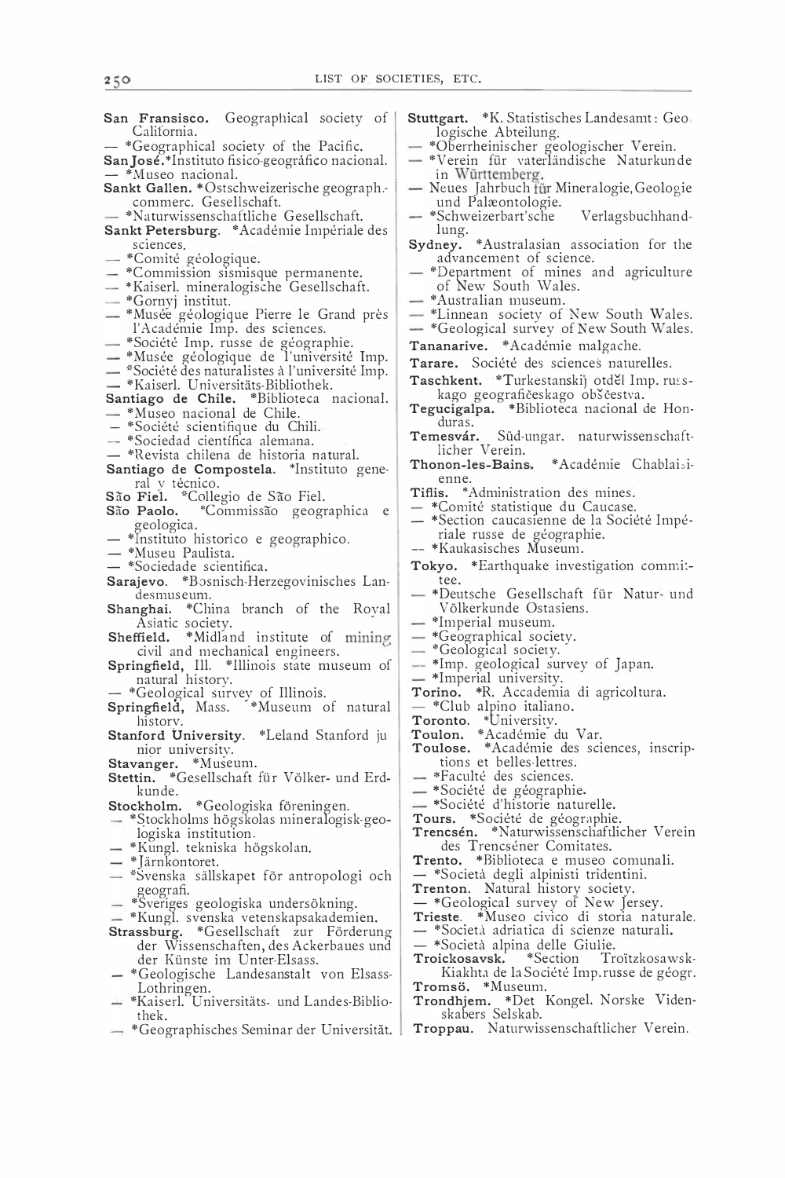**San Fransisco.** Geographical society of California.
— *Geographical society of the Pacific.
**San José.** *Instituto fisico-geográfico nacional.
— *Museo nacional.
**Sankt Gallen.** *Ostschweizerische geograph.-commerc. Gesellschaft.
— *Naturwissenschaftliche Gesellschaft.
**Sankt Petersburg.** *Académie Impériale des sciences.
— *Comité géologique.
— *Commission sismisque permanente.
— *Kaiserl. mineralogische Gesellschaft.
— *Gornyj institut.
— *Musée géologique Pierre le Grand près l'Académie Imp. des sciences.
— *Société Imp. russe de géographie.
— *Musée géologique de l'université Imp.
— *Société des naturalistes à l'université Imp.
— *Kaiserl. Universitäts-Bibliothek.
**Santiago de Chile.** *Biblioteca nacional.
— *Museo nacional de Chile.
— *Société scientifique du Chili.
— *Sociedad científica alemana.
— *Revista chilena de historia natural.
**Santiago de Compostela.** *Instituto general y técnico.
**São Fiel.** *Collegio de São Fiel.
**São Paolo.** *Commissão geographica e geologica.
— *Instituto historico e geographico.
— *Museu Paulista.
— *Sociedade scientifica.
**Sarajevo.** *Bosnisch-Herzegovinisches Landesmuseum.
**Shanghai.** *China branch of the Royal Asiatic society.
**Sheffield.** *Midland institute of mining civil and mechanical engineers.
**Springfield,** Ill. *Illinois state museum of natural history.
— *Geological survey of Illinois.
**Springfield,** Mass. *Museum of natural history.
**Stanford University.** *Leland Stanford junior university.
**Stavanger.** *Museum.
**Stettin.** *Gesellschaft für Völker- und Erdkunde.
**Stockholm.** *Geologiska föreningen.
— *Stockholms högskolas mineralogisk-geologiska institution.
— *Kungl. tekniska högskolan.
— *Järnkontoret.
— *Svenska sällskapet för antropologi och geografi.
— *Sveriges geologiska undersökning.
— *Kungl. svenska vetenskapsakademien.
**Strassburg.** *Gesellschaft zur Förderung der Wissenschaften, des Ackerbaues und der Künste im Unter-Elsass.
— *Geologische Landesanstalt von Elsass-Lothringen.
— *Kaiserl. Universitäts- und Landes-Bibliothek.
— *Geographisches Seminar der Universität.
**Stuttgart.** *K. Statistisches Landesamt: Geologische Abteilung.
— *Oberrheinischer geologischer Verein.
— *Verein für vaterländische Naturkunde in Württemberg.
— Neues Jahrbuch für Mineralogie, Geologie und Palæontologie.
— *Schweizerbart'sche Verlagsbuchhandlung.
**Sydney.** *Australasian association for the advancement of science.
— *Department of mines and agriculture of New South Wales.
— *Australian museum.
— *Linnean society of New South Wales.
— *Geological survey of New South Wales.
**Tananarive.** *Académie malgache.
**Tarare.** Société des sciences naturelles.
**Taschkent.** *Turkestanskij otdĕl Imp. russkago geografičeskago obščestva.
**Tegucigalpa.** *Biblioteca nacional de Honduras.
**Temesvár.** Süd-ungar. naturwissenschaftlicher Verein.
**Thonon-les-Bains.** *Académie Chablaisienne.
**Tiflis.** *Administration des mines.
— *Comité statistique du Caucase.
— *Section caucasienne de la Société Impériale russe de géographie.
— *Kaukasisches Museum.
**Tokyo.** *Earthquake investigation committee.
— *Deutsche Gesellschaft für Natur- und Völkerkunde Ostasiens.
— *Imperial museum.
— *Geographical society.
— *Geological society.
— *Imp. geological survey of Japan.
— *Imperial university.
**Torino.** *R. Accademia di agricoltura.
— *Club alpino italiano.
**Toronto.** *University.
**Toulon.** *Académie du Var.
**Toulose.** *Académie des sciences, inscriptions et belles-lettres.
— *Faculté des sciences.
— *Société de géographie.
— *Société d'historie naturelle.
**Tours.** *Société de géographie.
**Trencsén.** *Naturwissenschaftlicher Verein des Trencséner Comitates.
**Trento.** *Biblioteca e museo comunali.
— *Società degli alpinisti tridentini.
**Trenton.** Natural history society.
— *Geological survey of New Jersey.
**Trieste.** *Museo civico di storia naturale.
— *Società adriatica di scienze naturali.
— *Società alpina delle Giulie.
**Troickosavsk.** *Section Troïtzkosawsk-Kiakhta de la Société Imp. russe de géogr.
**Tromsö.** *Museum.
**Trondhjem.** *Det Kongel. Norske Videnskabers Selskab.
**Troppau.** Naturwissenschaftlicher Verein.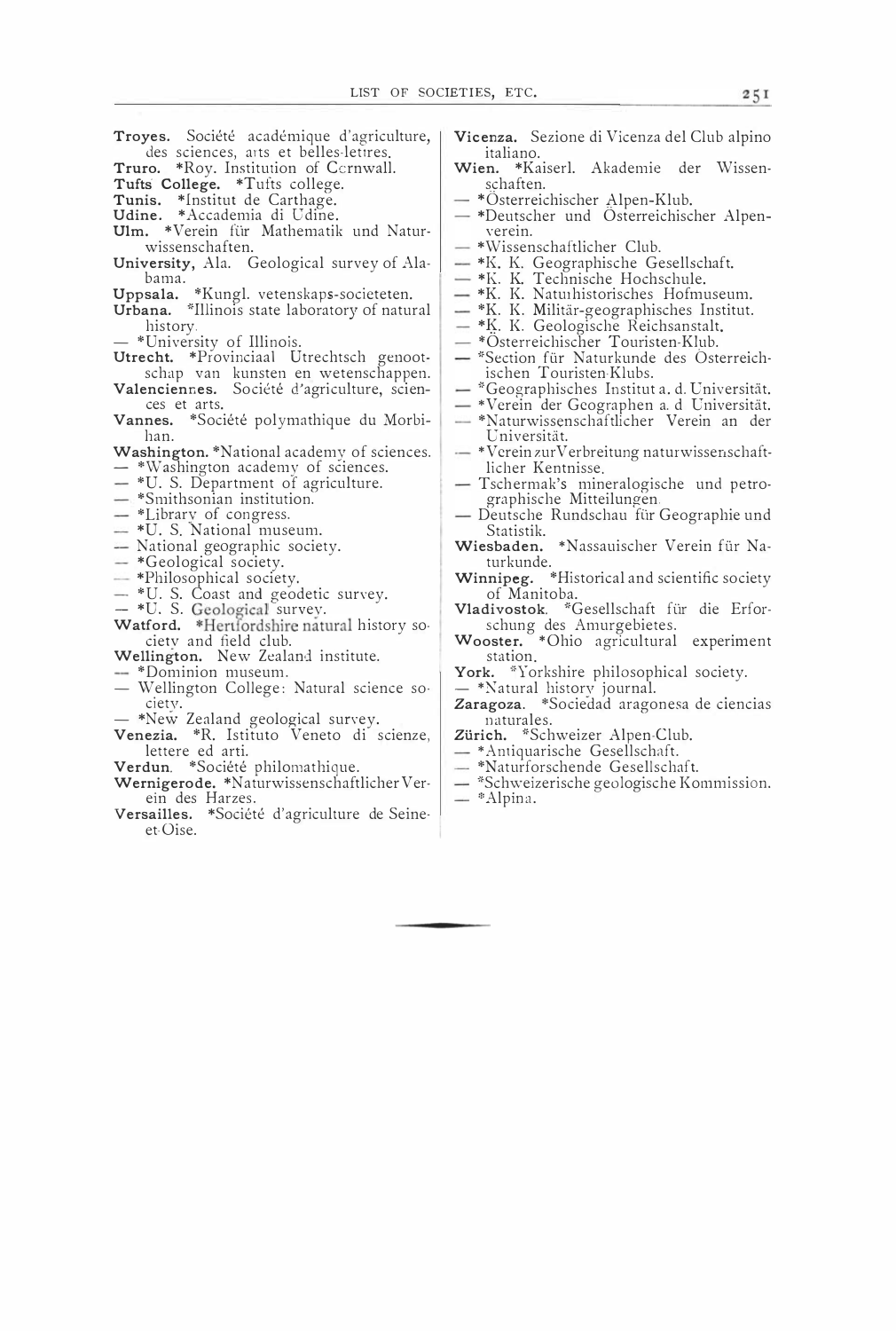**Troyes.** Société académique d'agriculture, des sciences, arts et belles-lettres.
**Truro.** *Roy. Institution of Cornwall.
**Tufts College.** *Tufts college.
**Tunis.** *Institut de Carthage.
**Udine.** *Accademia di Udine.
**Ulm.** *Verein für Mathematik und Naturwissenschaften.
**University,** Ala. Geological survey of Alabama.
**Uppsala.** *Kungl. vetenskaps-societeten.
**Urbana.** *Illinois state laboratory of natural history.
— *University of Illinois.
**Utrecht.** *Provinciaal Utrechtsch genootschap van kunsten en wetenschappen.
**Valenciennes.** Société d'agriculture, sciences et arts.
**Vannes.** *Société polymathique du Morbihan.
**Washington.** *National academy of sciences.
— *Washington academy of sciences.
— *U. S. Department of agriculture.
— *Smithsonian institution.
— *Library of congress.
— *U. S. National museum.
— National geographic society.
— *Geological society.
— *Philosophical society.
— *U. S. Coast and geodetic survey.
— *U. S. Geological survey.
**Watford.** *Hertfordshire natural history society and field club.
**Wellington.** New Zealand institute.
— *Dominion museum.
— Wellington College: Natural science society.
— *New Zealand geological survey.
**Venezia.** *R. Istituto Veneto di scienze, lettere ed arti.
**Verdun.** *Société philomathique.
**Wernigerode.** *Naturwissenschaftlicher Verein des Harzes.
**Versailles.** *Société d'agriculture de Seine-et-Oise.
**Vicenza.** Sezione di Vicenza del Club alpino italiano.
**Wien.** *Kaiserl. Akademie der Wissenschaften.
— *Österreichischer Alpen-Klub.
— *Deutscher und Österreichischer Alpenverein.
— *Wissenschaftlicher Club.
— *K. K. Geographische Gesellschaft.
— *K. K. Technische Hochschule.
— *K. K. Naturhistorisches Hofmuseum.
— *K. K. Militär-geographisches Institut.
— *K. K. Geologische Reichsanstalt.
— *Österreichischer Touristen-Klub.
— *Section für Naturkunde des Österreichischen Touristen-Klubs.
— *Geographisches Institut a. d. Universität.
— *Verein der Geographen a. d Universität.
— *Naturwissenschaftlicher Verein an der Universität.
— *Verein zur Verbreitung naturwissenschaftlicher Kentnisse.
— Tschermak's mineralogische und petrographische Mitteilungen.
— Deutsche Rundschau für Geographie und Statistik.
**Wiesbaden.** *Nassauischer Verein für Naturkunde.
**Winnipeg.** *Historical and scientific society of Manitoba.
**Vladivostok.** *Gesellschaft für die Erforschung des Amurgebietes.
**Wooster.** *Ohio agricultural experiment station.
**York.** *Yorkshire philosophical society.
— *Natural history journal.
**Zaragoza.** *Sociedad aragonesa de ciencias naturales.
**Zürich.** *Schweizer Alpen-Club.
— *Antiquarische Gesellschaft.
— *Naturforschende Gesellschaft.
— *Schweizerische geologische Kommission.
— *Alpina.